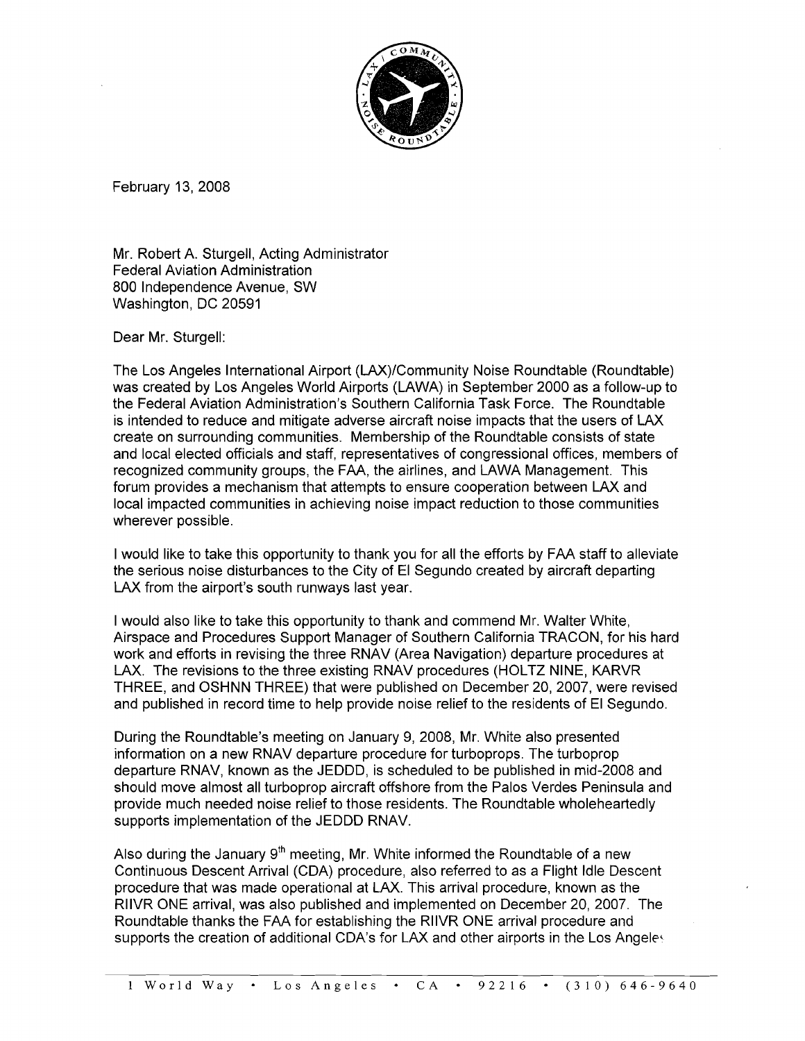February 13, 2008

Mr. Robert A. Sturgell, Acting Administrator
Federal Aviation Administration
800 Independence Avenue, SW
Washington, DC 20591

Dear Mr. Sturgell:

The Los Angeles International Airport (LAX)/Community Noise Roundtable (Roundtable) was created by Los Angeles World Airports (LAWA) in September 2000 as a follow-up to the Federal Aviation Administration's Southern California Task Force. The Roundtable is intended to reduce and mitigate adverse aircraft noise impacts that the users of LAX create on surrounding communities. Membership of the Roundtable consists of state and local elected officials and staff, representatives of congressional offices, members of recognized community groups, the FAA, the airlines, and LAWA Management. This forum provides a mechanism that attempts to ensure cooperation between LAX and local impacted communities in achieving noise impact reduction to those communities wherever possible.

I would like to take this opportunity to thank you for all the efforts by FAA staff to alleviate the serious noise disturbances to the City of El Segundo created by aircraft departing LAX from the airport's south runways last year.

I would also like to take this opportunity to thank and commend Mr. Walter White, Airspace and Procedures Support Manager of Southern California TRACON, for his hard work and efforts in revising the three RNAV (Area Navigation) departure procedures at LAX. The revisions to the three existing RNAV procedures (HOLTZ NINE, KARVR THREE, and OSHNN THREE) that were published on December 20, 2007, were revised and published in record time to help provide noise relief to the residents of El Segundo.

During the Roundtable's meeting on January 9, 2008, Mr. White also presented information on a new RNAV departure procedure for turboprops. The turboprop departure RNAV, known as the JEDDD, is scheduled to be published in mid-2008 and should move almost all turboprop aircraft offshore from the Palos Verdes Peninsula and provide much needed noise relief to those residents. The Roundtable wholeheartedly supports implementation of the JEDDD RNAV.

Also during the January 9th meeting, Mr. White informed the Roundtable of a new Continuous Descent Arrival (CDA) procedure, also referred to as a Flight Idle Descent procedure that was made operational at LAX. This arrival procedure, known as the RIIVR ONE arrival, was also published and implemented on December 20, 2007. The Roundtable thanks the FAA for establishing the RIIVR ONE arrival procedure and supports the creation of additional CDA's for LAX and other airports in the Los Angeles

1 World Way • Los Angeles • CA • 92216 • (310) 646-9640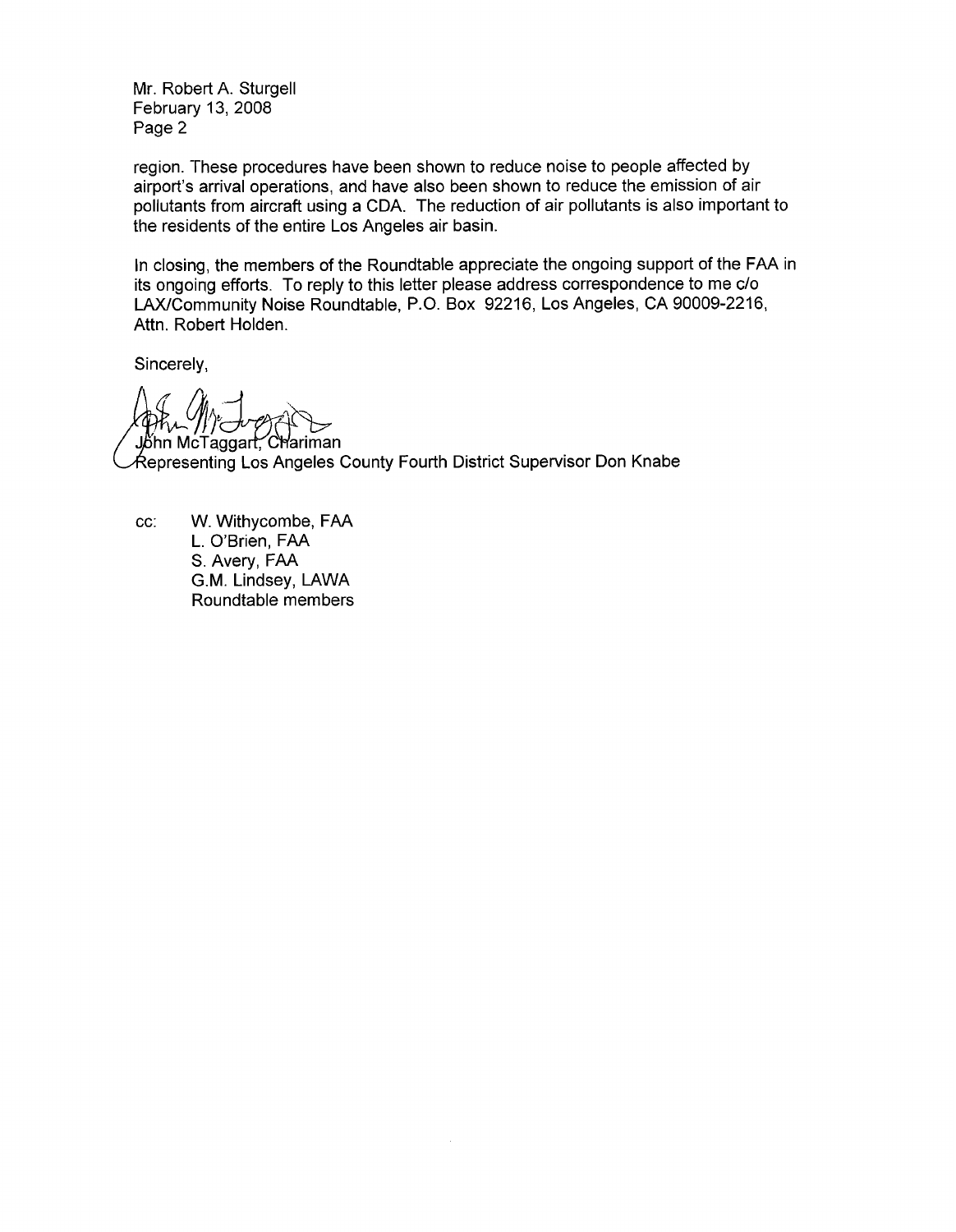region. These procedures have been shown to reduce noise to people affected by airport's arrival operations, and have also been shown to reduce the emission of air pollutants from aircraft using a CDA. The reduction of air pollutants is also important to the residents of the entire Los Angeles air basin.

In closing, the members of the Roundtable appreciate the ongoing support of the FAA in its ongoing efforts. To reply to this letter please address correspondence to me c/o LAX/Community Noise Roundtable, P.O. Box 92216, Los Angeles, CA 90009-2216, Attn. Robert Holden.

Sincerely,

John McTaggart, Chariman
Representing Los Angeles County Fourth District Supervisor Don Knabe

cc: W. Withycombe, FAA
L. O'Brien, FAA
S. Avery, FAA
G.M. Lindsey, LAWA
Roundtable members